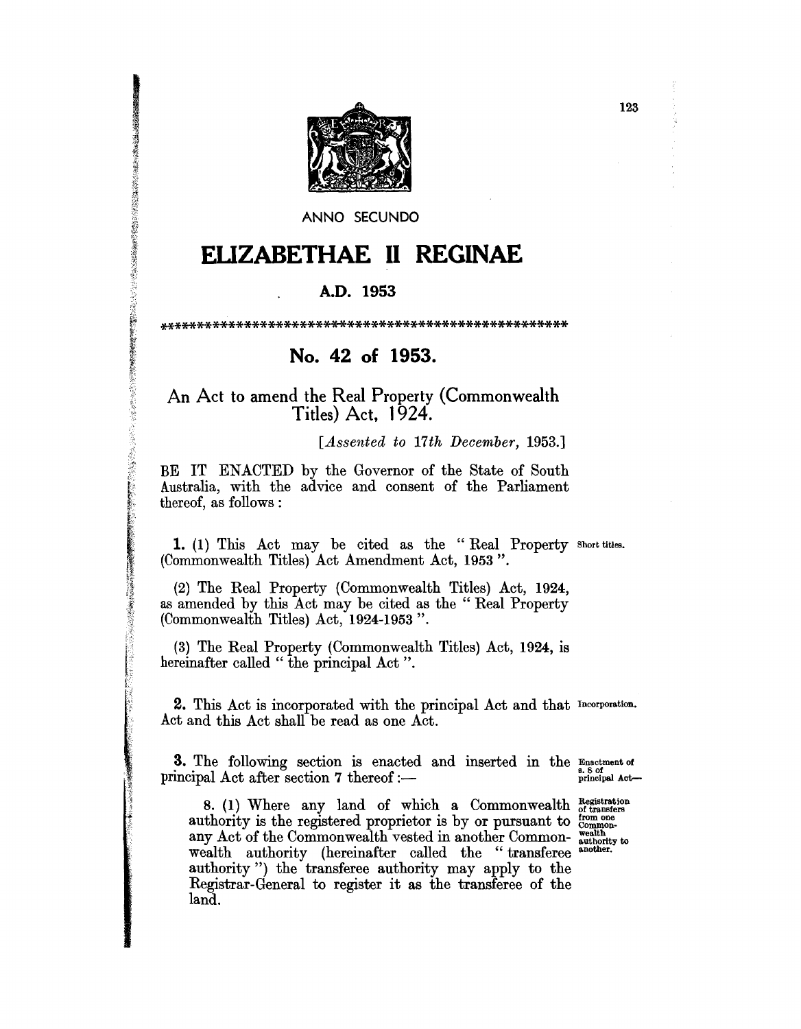ANNO SECUNDO

# ELIZABETHAE II REGINAE

**A.D. 1953**

\*\*\*\*\*\*\*\*\*\*\*\*\*\*\*\*\*\*\*\*\*\*\*\*\*\*\*\*\*\*\*\*\*\*\*\*\*\*\*\*\*\*\*\*\*\*\*\*\*\*\*\*

## No. 42 of 1953.

### An Act to amend the Real Property (Commonwealth Titles) Act, 1924.

[*Assented to 17th December, 1953.*]

BE IT ENACTED by the Governor of the State of South Australia, with the advice and consent of the Parliament thereof, as follows:

**1.** (1) This Act may be cited as the "Real Property (Commonwealth Titles) Act Amendment Act, 1953". — *Short titles.*

(2) The Real Property (Commonwealth Titles) Act, 1924, as amended by this Act may be cited as the "Real Property (Commonwealth Titles) Act, 1924-1953".

(3) The Real Property (Commonwealth Titles) Act, 1924, is hereinafter called "the principal Act".

**2.** This Act is incorporated with the principal Act and that Act and this Act shall be read as one Act. — *Incorporation.*

**3.** The following section is enacted and inserted in the principal Act after section 7 thereof:— — *Enactment of s. 8 of principal Act—*

8. (1) Where any land of which a Commonwealth authority is the registered proprietor is by or pursuant to any Act of the Commonwealth vested in another Commonwealth authority (hereinafter called the "transferee authority") the transferee authority may apply to the Registrar-General to register it as the transferee of the land. — *Registration of transfers from one Commonwealth authority to another.*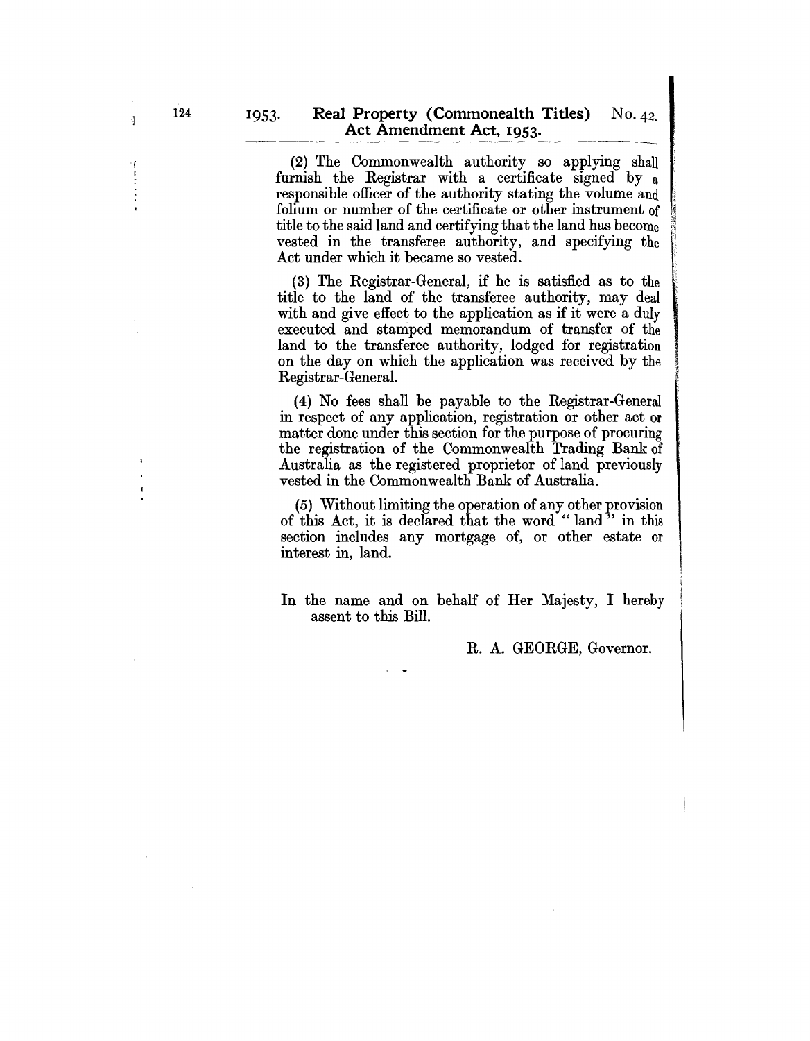(2) The Commonwealth authority so applying shall furnish the Registrar with a certificate signed by a responsible officer of the authority stating the volume and folium or number of the certificate or other instrument of title to the said land and certifying that the land has become vested in the transferee authority, and specifying the Act under which it became so vested.

(3) The Registrar-General, if he is satisfied as to the title to the land of the transferee authority, may deal with and give effect to the application as if it were a duly executed and stamped memorandum of transfer of the land to the transferee authority, lodged for registration on the day on which the application was received by the Registrar-General.

(4) No fees shall be payable to the Registrar-General in respect of any application, registration or other act or matter done under this section for the purpose of procuring the registration of the Commonwealth Trading Bank of Australia as the registered proprietor of land previously vested in the Commonwealth Bank of Australia.

(5) Without limiting the operation of any other provision of this Act, it is declared that the word " land " in this section includes any mortgage of, or other estate or interest in, land.

In the name and on behalf of Her Majesty, I hereby assent to this Bill.

R. A. GEORGE, Governor.